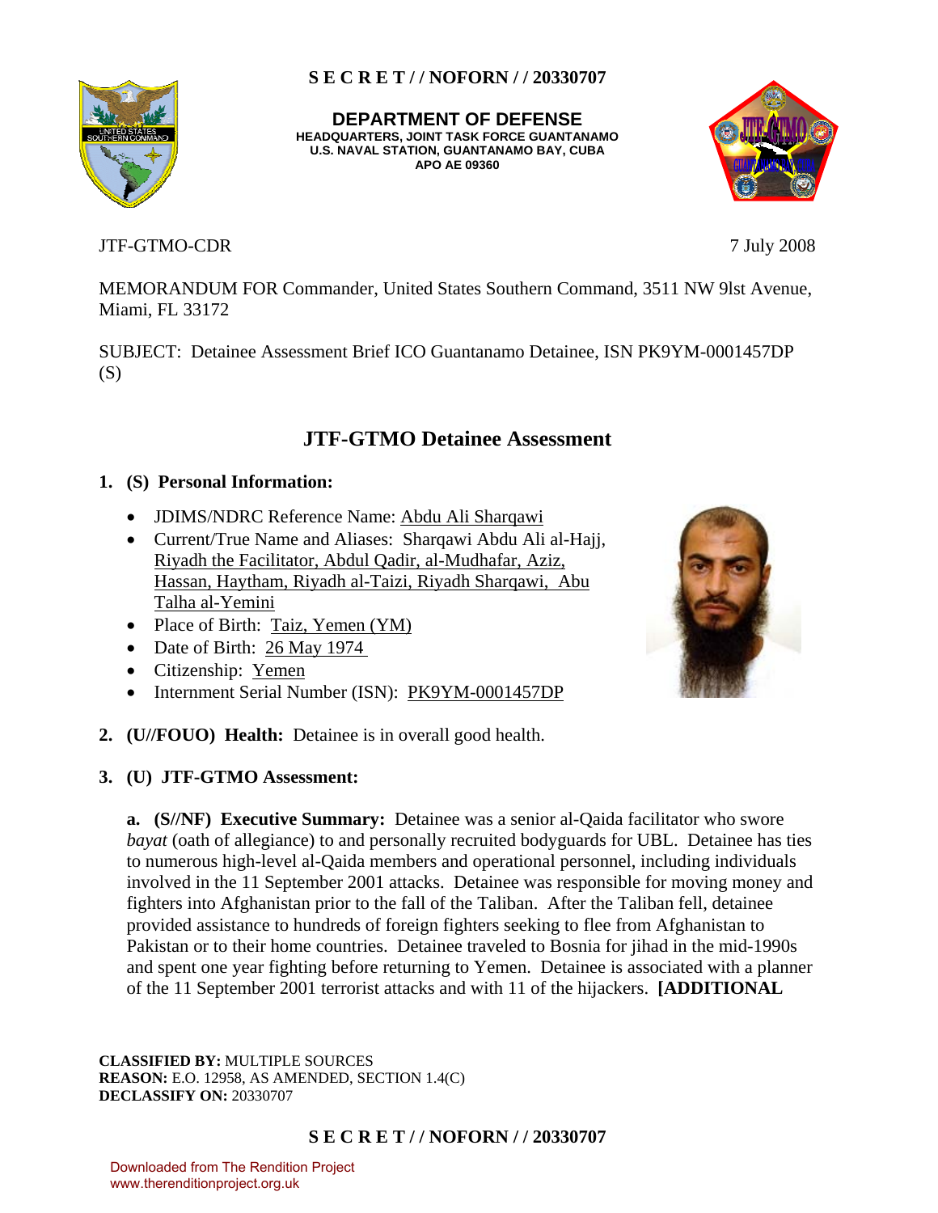S E C R E T / / NOFORN / / 20330707

**DEPARTMENT OF DEFENSE**
**HEADQUARTERS, JOINT TASK FORCE GUANTANAMO**
**U.S. NAVAL STATION, GUANTANAMO BAY, CUBA**
**APO AE 09360**

JTF-GTMO-CDR 7 July 2008

MEMORANDUM FOR Commander, United States Southern Command, 3511 NW 9lst Avenue, Miami, FL 33172

SUBJECT: Detainee Assessment Brief ICO Guantanamo Detainee, ISN PK9YM-0001457DP (S)

## JTF-GTMO Detainee Assessment

**1. (S) Personal Information:**

- JDIMS/NDRC Reference Name: Abdu Ali Sharqawi
- Current/True Name and Aliases: Sharqawi Abdu Ali al-Hajj, Riyadh the Facilitator, Abdul Qadir, al-Mudhafar, Aziz, Hassan, Haytham, Riyadh al-Taizi, Riyadh Sharqawi, Abu Talha al-Yemini
- Place of Birth: Taiz, Yemen (YM)
- Date of Birth: 26 May 1974
- Citizenship: Yemen
- Internment Serial Number (ISN): PK9YM-0001457DP

**2. (U//FOUO) Health:** Detainee is in overall good health.

**3. (U) JTF-GTMO Assessment:**

**a. (S//NF) Executive Summary:** Detainee was a senior al-Qaida facilitator who swore *bayat* (oath of allegiance) to and personally recruited bodyguards for UBL. Detainee has ties to numerous high-level al-Qaida members and operational personnel, including individuals involved in the 11 September 2001 attacks. Detainee was responsible for moving money and fighters into Afghanistan prior to the fall of the Taliban. After the Taliban fell, detainee provided assistance to hundreds of foreign fighters seeking to flee from Afghanistan to Pakistan or to their home countries. Detainee traveled to Bosnia for jihad in the mid-1990s and spent one year fighting before returning to Yemen. Detainee is associated with a planner of the 11 September 2001 terrorist attacks and with 11 of the hijackers. **[ADDITIONAL**

**CLASSIFIED BY:** MULTIPLE SOURCES
**REASON:** E.O. 12958, AS AMENDED, SECTION 1.4(C)
**DECLASSIFY ON:** 20330707

S E C R E T / / NOFORN / / 20330707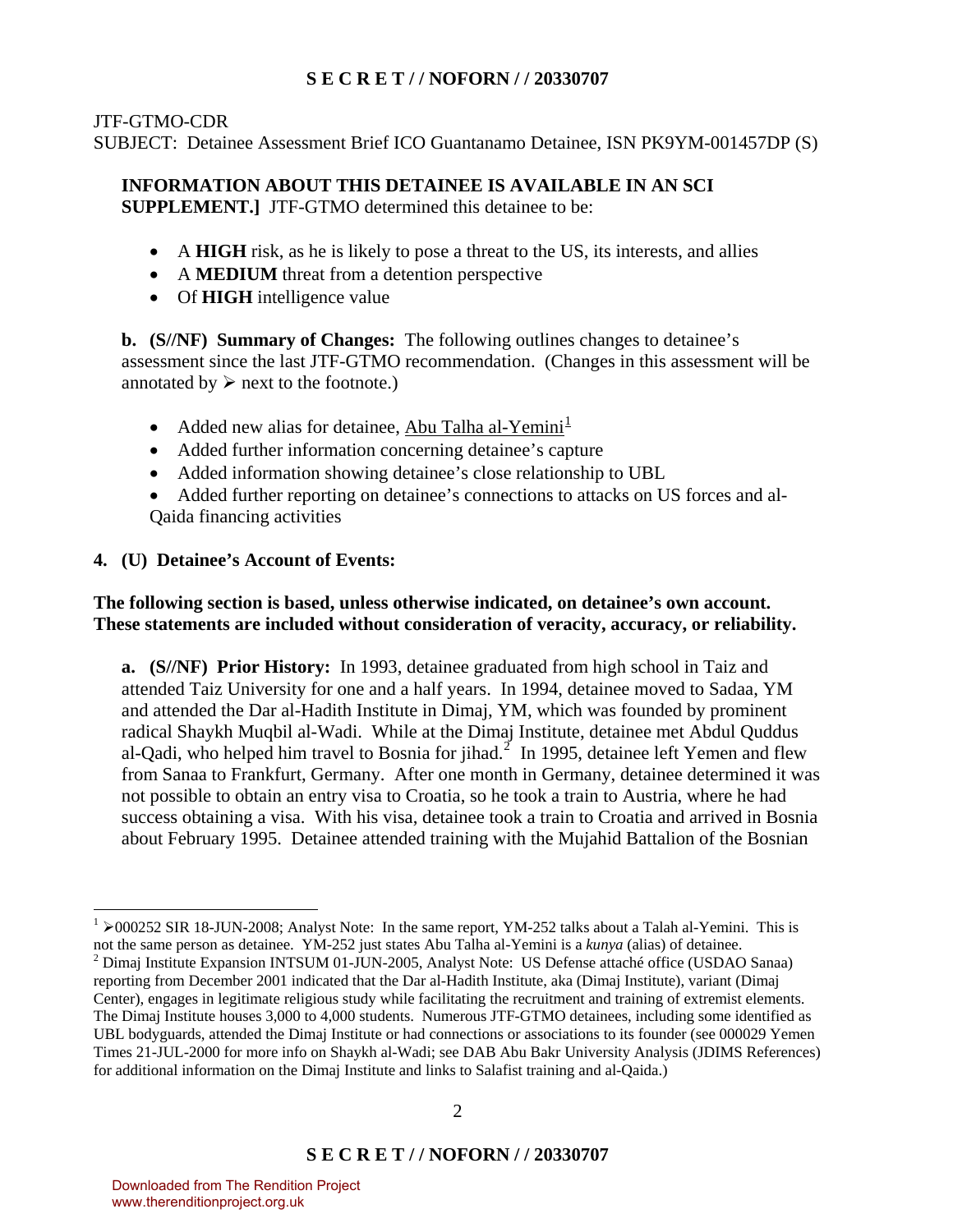JTF-GTMO-CDR
SUBJECT: Detainee Assessment Brief ICO Guantanamo Detainee, ISN PK9YM-001457DP (S)

**INFORMATION ABOUT THIS DETAINEE IS AVAILABLE IN AN SCI SUPPLEMENT.]** JTF-GTMO determined this detainee to be:

- A **HIGH** risk, as he is likely to pose a threat to the US, its interests, and allies
- A **MEDIUM** threat from a detention perspective
- Of **HIGH** intelligence value

**b. (S//NF) Summary of Changes:** The following outlines changes to detainee's assessment since the last JTF-GTMO recommendation. (Changes in this assessment will be annotated by ➢ next to the footnote.)

- Added new alias for detainee, Abu Talha al-Yemini[1]
- Added further information concerning detainee's capture
- Added information showing detainee's close relationship to UBL
- Added further reporting on detainee's connections to attacks on US forces and al-Qaida financing activities

**4. (U) Detainee's Account of Events:**

**The following section is based, unless otherwise indicated, on detainee's own account. These statements are included without consideration of veracity, accuracy, or reliability.**

**a. (S//NF) Prior History:** In 1993, detainee graduated from high school in Taiz and attended Taiz University for one and a half years. In 1994, detainee moved to Sadaa, YM and attended the Dar al-Hadith Institute in Dimaj, YM, which was founded by prominent radical Shaykh Muqbil al-Wadi. While at the Dimaj Institute, detainee met Abdul Quddus al-Qadi, who helped him travel to Bosnia for jihad.[2] In 1995, detainee left Yemen and flew from Sanaa to Frankfurt, Germany. After one month in Germany, detainee determined it was not possible to obtain an entry visa to Croatia, so he took a train to Austria, where he had success obtaining a visa. With his visa, detainee took a train to Croatia and arrived in Bosnia about February 1995. Detainee attended training with the Mujahid Battalion of the Bosnian

---

[1] ➢000252 SIR 18-JUN-2008; Analyst Note: In the same report, YM-252 talks about a Talah al-Yemini. This is not the same person as detainee. YM-252 just states Abu Talha al-Yemini is a *kunya* (alias) of detainee.

[2] Dimaj Institute Expansion INTSUM 01-JUN-2005, Analyst Note: US Defense attaché office (USDAO Sanaa) reporting from December 2001 indicated that the Dar al-Hadith Institute, aka (Dimaj Institute), variant (Dimaj Center), engages in legitimate religious study while facilitating the recruitment and training of extremist elements. The Dimaj Institute houses 3,000 to 4,000 students. Numerous JTF-GTMO detainees, including some identified as UBL bodyguards, attended the Dimaj Institute or had connections or associations to its founder (see 000029 Yemen Times 21-JUL-2000 for more info on Shaykh al-Wadi; see DAB Abu Bakr University Analysis (JDIMS References) for additional information on the Dimaj Institute and links to Salafist training and al-Qaida.)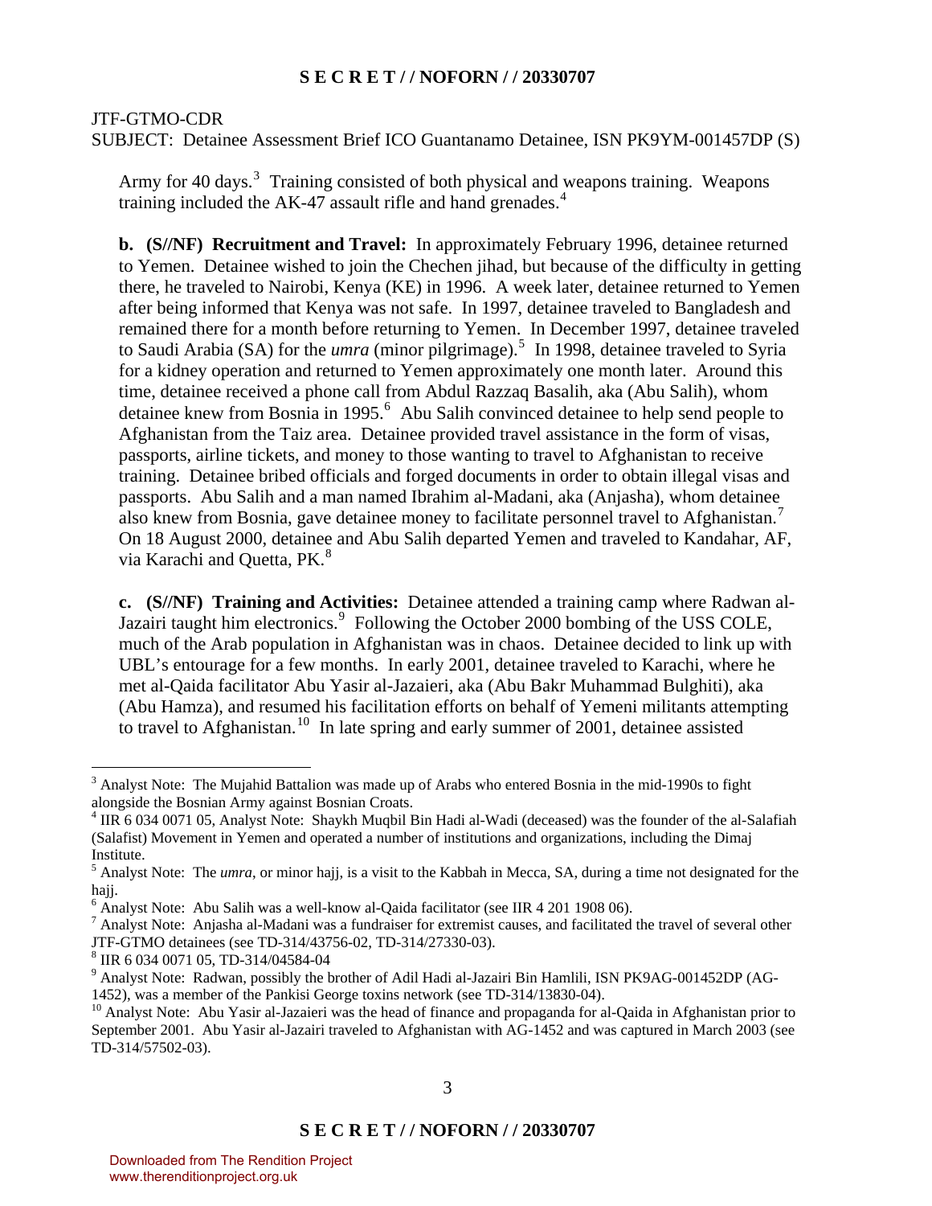JTF-GTMO-CDR
SUBJECT: Detainee Assessment Brief ICO Guantanamo Detainee, ISN PK9YM-001457DP (S)

Army for 40 days.[3] Training consisted of both physical and weapons training. Weapons training included the AK-47 assault rifle and hand grenades.[4]

**b. (S//NF) Recruitment and Travel:** In approximately February 1996, detainee returned to Yemen. Detainee wished to join the Chechen jihad, but because of the difficulty in getting there, he traveled to Nairobi, Kenya (KE) in 1996. A week later, detainee returned to Yemen after being informed that Kenya was not safe. In 1997, detainee traveled to Bangladesh and remained there for a month before returning to Yemen. In December 1997, detainee traveled to Saudi Arabia (SA) for the *umra* (minor pilgrimage).[5] In 1998, detainee traveled to Syria for a kidney operation and returned to Yemen approximately one month later. Around this time, detainee received a phone call from Abdul Razzaq Basalih, aka (Abu Salih), whom detainee knew from Bosnia in 1995.[6] Abu Salih convinced detainee to help send people to Afghanistan from the Taiz area. Detainee provided travel assistance in the form of visas, passports, airline tickets, and money to those wanting to travel to Afghanistan to receive training. Detainee bribed officials and forged documents in order to obtain illegal visas and passports. Abu Salih and a man named Ibrahim al-Madani, aka (Anjasha), whom detainee also knew from Bosnia, gave detainee money to facilitate personnel travel to Afghanistan.[7] On 18 August 2000, detainee and Abu Salih departed Yemen and traveled to Kandahar, AF, via Karachi and Quetta, PK.[8]

**c. (S//NF) Training and Activities:** Detainee attended a training camp where Radwan al-Jazairi taught him electronics.[9] Following the October 2000 bombing of the USS COLE, much of the Arab population in Afghanistan was in chaos. Detainee decided to link up with UBL's entourage for a few months. In early 2001, detainee traveled to Karachi, where he met al-Qaida facilitator Abu Yasir al-Jazaieri, aka (Abu Bakr Muhammad Bulghiti), aka (Abu Hamza), and resumed his facilitation efforts on behalf of Yemeni militants attempting to travel to Afghanistan.[10] In late spring and early summer of 2001, detainee assisted

---

[3] Analyst Note: The Mujahid Battalion was made up of Arabs who entered Bosnia in the mid-1990s to fight alongside the Bosnian Army against Bosnian Croats.

[4] IIR 6 034 0071 05, Analyst Note: Shaykh Muqbil Bin Hadi al-Wadi (deceased) was the founder of the al-Salafiah (Salafist) Movement in Yemen and operated a number of institutions and organizations, including the Dimaj Institute.

[5] Analyst Note: The *umra*, or minor hajj, is a visit to the Kabbah in Mecca, SA, during a time not designated for the hajj.

[6] Analyst Note: Abu Salih was a well-know al-Qaida facilitator (see IIR 4 201 1908 06).

[7] Analyst Note: Anjasha al-Madani was a fundraiser for extremist causes, and facilitated the travel of several other JTF-GTMO detainees (see TD-314/43756-02, TD-314/27330-03).

[8] IIR 6 034 0071 05, TD-314/04584-04

[9] Analyst Note: Radwan, possibly the brother of Adil Hadi al-Jazairi Bin Hamlili, ISN PK9AG-001452DP (AG-1452), was a member of the Pankisi George toxins network (see TD-314/13830-04).

[10] Analyst Note: Abu Yasir al-Jazaieri was the head of finance and propaganda for al-Qaida in Afghanistan prior to September 2001. Abu Yasir al-Jazairi traveled to Afghanistan with AG-1452 and was captured in March 2003 (see TD-314/57502-03).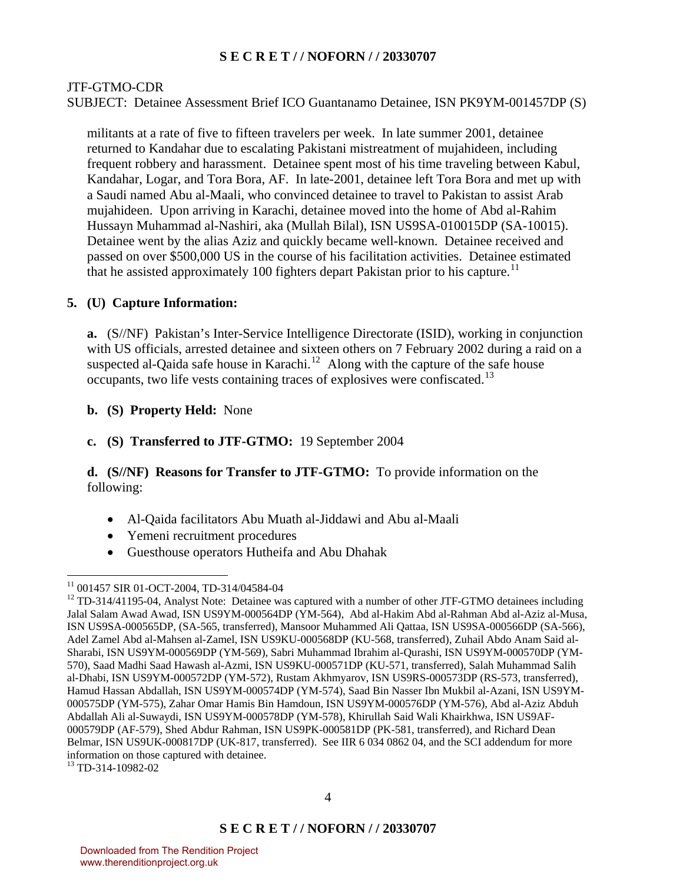JTF-GTMO-CDR
SUBJECT: Detainee Assessment Brief ICO Guantanamo Detainee, ISN PK9YM-001457DP (S)

militants at a rate of five to fifteen travelers per week. In late summer 2001, detainee returned to Kandahar due to escalating Pakistani mistreatment of mujahideen, including frequent robbery and harassment. Detainee spent most of his time traveling between Kabul, Kandahar, Logar, and Tora Bora, AF. In late-2001, detainee left Tora Bora and met up with a Saudi named Abu al-Maali, who convinced detainee to travel to Pakistan to assist Arab mujahideen. Upon arriving in Karachi, detainee moved into the home of Abd al-Rahim Hussayn Muhammad al-Nashiri, aka (Mullah Bilal), ISN US9SA-010015DP (SA-10015). Detainee went by the alias Aziz and quickly became well-known. Detainee received and passed on over $500,000 US in the course of his facilitation activities. Detainee estimated that he assisted approximately 100 fighters depart Pakistan prior to his capture.[11]

**5. (U) Capture Information:**

**a.** (S//NF) Pakistan's Inter-Service Intelligence Directorate (ISID), working in conjunction with US officials, arrested detainee and sixteen others on 7 February 2002 during a raid on a suspected al-Qaida safe house in Karachi.[12] Along with the capture of the safe house occupants, two life vests containing traces of explosives were confiscated.[13]

**b. (S) Property Held:** None

**c. (S) Transferred to JTF-GTMO:** 19 September 2004

**d. (S//NF) Reasons for Transfer to JTF-GTMO:** To provide information on the following:

- Al-Qaida facilitators Abu Muath al-Jiddawi and Abu al-Maali
- Yemeni recruitment procedures
- Guesthouse operators Hutheifa and Abu Dhahak

---

[11] 001457 SIR 01-OCT-2004, TD-314/04584-04

[12] TD-314/41195-04, Analyst Note: Detainee was captured with a number of other JTF-GTMO detainees including Jalal Salam Awad Awad, ISN US9YM-000564DP (YM-564), Abd al-Hakim Abd al-Rahman Abd al-Aziz al-Musa, ISN US9SA-000565DP, (SA-565, transferred), Mansoor Muhammed Ali Qattaa, ISN US9SA-000566DP (SA-566), Adel Zamel Abd al-Mahsen al-Zamel, ISN US9KU-000568DP (KU-568, transferred), Zuhail Abdo Anam Said al-Sharabi, ISN US9YM-000569DP (YM-569), Sabri Muhammad Ibrahim al-Qurashi, ISN US9YM-000570DP (YM-570), Saad Madhi Saad Hawash al-Azmi, ISN US9KU-000571DP (KU-571, transferred), Salah Muhammad Salih al-Dhabi, ISN US9YM-000572DP (YM-572), Rustam Akhmyarov, ISN US9RS-000573DP (RS-573, transferred), Hamud Hassan Abdallah, ISN US9YM-000574DP (YM-574), Saad Bin Nasser Ibn Mukbil al-Azani, ISN US9YM-000575DP (YM-575), Zahar Omar Hamis Bin Hamdoun, ISN US9YM-000576DP (YM-576), Abd al-Aziz Abduh Abdallah Ali al-Suwaydi, ISN US9YM-000578DP (YM-578), Khirullah Said Wali Khairkhwa, ISN US9AF-000579DP (AF-579), Shed Abdur Rahman, ISN US9PK-000581DP (PK-581, transferred), and Richard Dean Belmar, ISN US9UK-000817DP (UK-817, transferred). See IIR 6 034 0862 04, and the SCI addendum for more information on those captured with detainee.

[13] TD-314-10982-02

Downloaded from The Rendition Project
www.therenditionproject.org.uk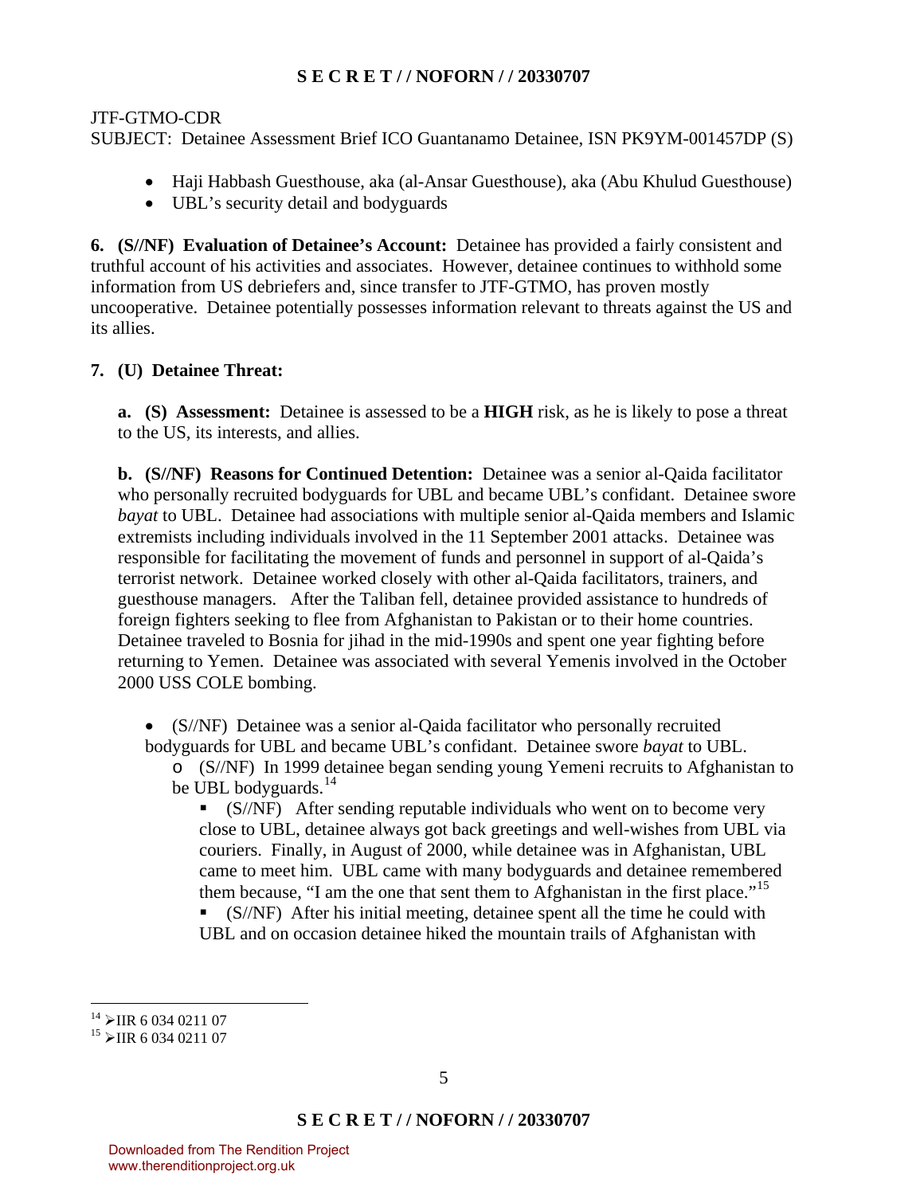JTF-GTMO-CDR
SUBJECT: Detainee Assessment Brief ICO Guantanamo Detainee, ISN PK9YM-001457DP (S)

- Haji Habbash Guesthouse, aka (al-Ansar Guesthouse), aka (Abu Khulud Guesthouse)
- UBL's security detail and bodyguards

**6. (S//NF) Evaluation of Detainee's Account:** Detainee has provided a fairly consistent and truthful account of his activities and associates. However, detainee continues to withhold some information from US debriefers and, since transfer to JTF-GTMO, has proven mostly uncooperative. Detainee potentially possesses information relevant to threats against the US and its allies.

**7. (U) Detainee Threat:**

**a. (S) Assessment:** Detainee is assessed to be a **HIGH** risk, as he is likely to pose a threat to the US, its interests, and allies.

**b. (S//NF) Reasons for Continued Detention:** Detainee was a senior al-Qaida facilitator who personally recruited bodyguards for UBL and became UBL's confidant. Detainee swore *bayat* to UBL. Detainee had associations with multiple senior al-Qaida members and Islamic extremists including individuals involved in the 11 September 2001 attacks. Detainee was responsible for facilitating the movement of funds and personnel in support of al-Qaida's terrorist network. Detainee worked closely with other al-Qaida facilitators, trainers, and guesthouse managers. After the Taliban fell, detainee provided assistance to hundreds of foreign fighters seeking to flee from Afghanistan to Pakistan or to their home countries. Detainee traveled to Bosnia for jihad in the mid-1990s and spent one year fighting before returning to Yemen. Detainee was associated with several Yemenis involved in the October 2000 USS COLE bombing.

- (S//NF) Detainee was a senior al-Qaida facilitator who personally recruited bodyguards for UBL and became UBL's confidant. Detainee swore *bayat* to UBL.
  - (S//NF) In 1999 detainee began sending young Yemeni recruits to Afghanistan to be UBL bodyguards.[14]
    - (S//NF) After sending reputable individuals who went on to become very close to UBL, detainee always got back greetings and well-wishes from UBL via couriers. Finally, in August of 2000, while detainee was in Afghanistan, UBL came to meet him. UBL came with many bodyguards and detainee remembered them because, "I am the one that sent them to Afghanistan in the first place."[15]
    - (S//NF) After his initial meeting, detainee spent all the time he could with UBL and on occasion detainee hiked the mountain trails of Afghanistan with

[14] ➢IIR 6 034 0211 07
[15] ➢IIR 6 034 0211 07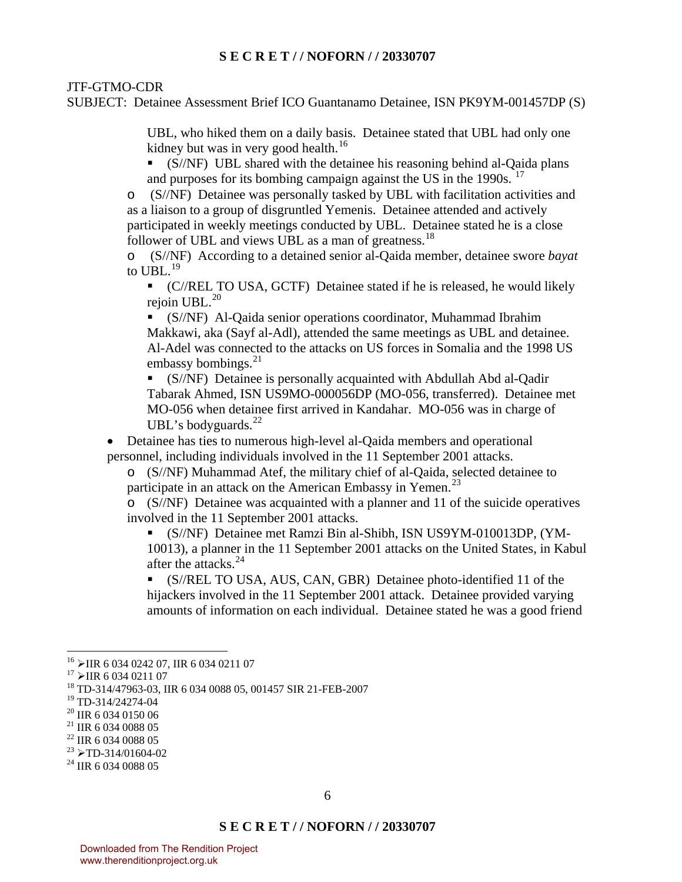JTF-GTMO-CDR
SUBJECT: Detainee Assessment Brief ICO Guantanamo Detainee, ISN PK9YM-001457DP (S)

UBL, who hiked them on a daily basis. Detainee stated that UBL had only one kidney but was in very good health.[16]

- (S//NF) UBL shared with the detainee his reasoning behind al-Qaida plans and purposes for its bombing campaign against the US in the 1990s.[17]

- (S//NF) Detainee was personally tasked by UBL with facilitation activities and as a liaison to a group of disgruntled Yemenis. Detainee attended and actively participated in weekly meetings conducted by UBL. Detainee stated he is a close follower of UBL and views UBL as a man of greatness.[18]
- (S//NF) According to a detained senior al-Qaida member, detainee swore *bayat* to UBL.[19]
    - (C//REL TO USA, GCTF) Detainee stated if he is released, he would likely rejoin UBL.[20]
    - (S//NF) Al-Qaida senior operations coordinator, Muhammad Ibrahim Makkawi, aka (Sayf al-Adl), attended the same meetings as UBL and detainee. Al-Adel was connected to the attacks on US forces in Somalia and the 1998 US embassy bombings.[21]
    - (S//NF) Detainee is personally acquainted with Abdullah Abd al-Qadir Tabarak Ahmed, ISN US9MO-000056DP (MO-056, transferred). Detainee met MO-056 when detainee first arrived in Kandahar. MO-056 was in charge of UBL's bodyguards.[22]

- Detainee has ties to numerous high-level al-Qaida members and operational personnel, including individuals involved in the 11 September 2001 attacks.
    - (S//NF) Muhammad Atef, the military chief of al-Qaida, selected detainee to participate in an attack on the American Embassy in Yemen.[23]
    - (S//NF) Detainee was acquainted with a planner and 11 of the suicide operatives involved in the 11 September 2001 attacks.
        - (S//NF) Detainee met Ramzi Bin al-Shibh, ISN US9YM-010013DP, (YM-10013), a planner in the 11 September 2001 attacks on the United States, in Kabul after the attacks.[24]
        - (S//REL TO USA, AUS, CAN, GBR) Detainee photo-identified 11 of the hijackers involved in the 11 September 2001 attack. Detainee provided varying amounts of information on each individual. Detainee stated he was a good friend

---

[16] ➢IIR 6 034 0242 07, IIR 6 034 0211 07
[17] ➢IIR 6 034 0211 07
[18] TD-314/47963-03, IIR 6 034 0088 05, 001457 SIR 21-FEB-2007
[19] TD-314/24274-04
[20] IIR 6 034 0150 06
[21] IIR 6 034 0088 05
[22] IIR 6 034 0088 05
[23] ➢TD-314/01604-02
[24] IIR 6 034 0088 05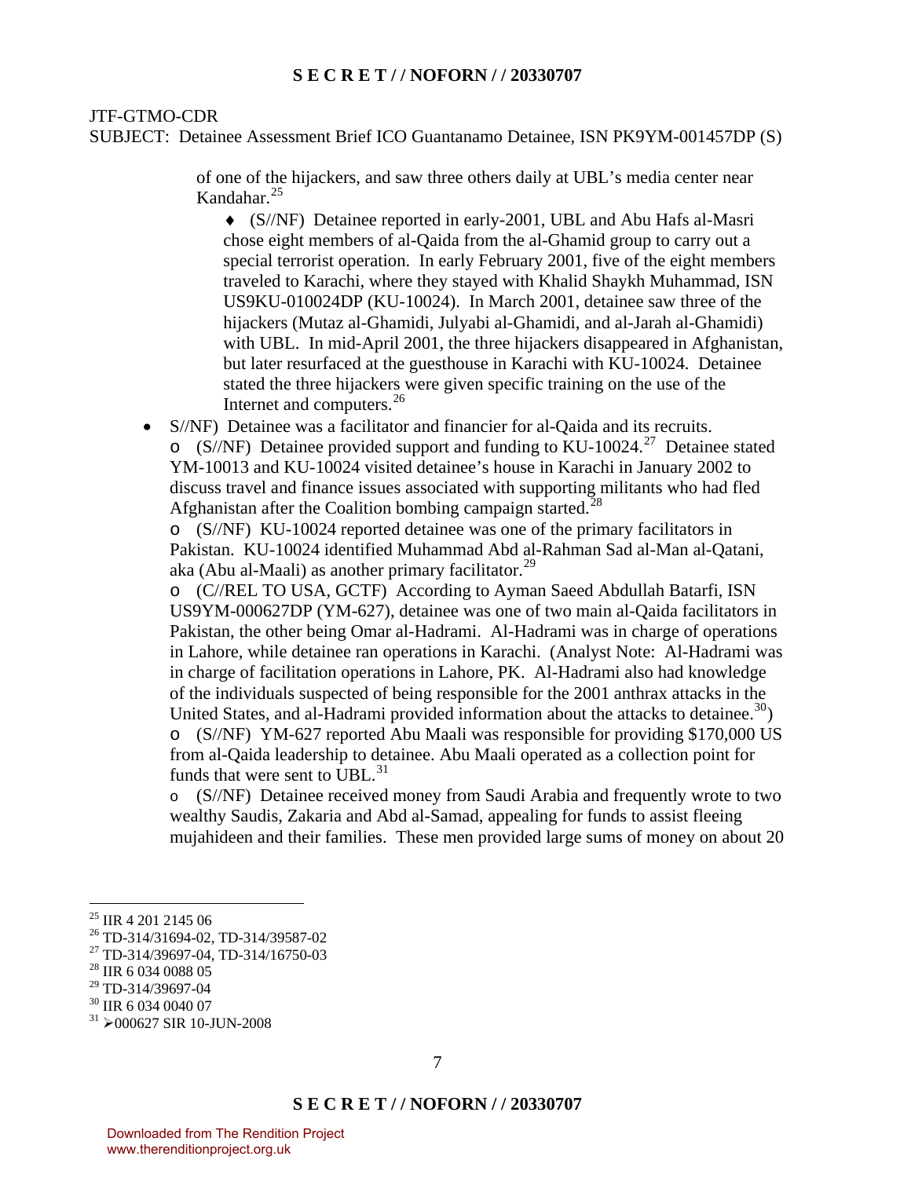of one of the hijackers, and saw three others daily at UBL's media center near Kandahar.[25]

- ♦ (S//NF) Detainee reported in early-2001, UBL and Abu Hafs al-Masri chose eight members of al-Qaida from the al-Ghamid group to carry out a special terrorist operation. In early February 2001, five of the eight members traveled to Karachi, where they stayed with Khalid Shaykh Muhammad, ISN US9KU-010024DP (KU-10024). In March 2001, detainee saw three of the hijackers (Mutaz al-Ghamidi, Julyabi al-Ghamidi, and al-Jarah al-Ghamidi) with UBL. In mid-April 2001, the three hijackers disappeared in Afghanistan, but later resurfaced at the guesthouse in Karachi with KU-10024. Detainee stated the three hijackers were given specific training on the use of the Internet and computers.[26]

- S//NF) Detainee was a facilitator and financier for al-Qaida and its recruits.
  - (S//NF) Detainee provided support and funding to KU-10024.[27] Detainee stated YM-10013 and KU-10024 visited detainee's house in Karachi in January 2002 to discuss travel and finance issues associated with supporting militants who had fled Afghanistan after the Coalition bombing campaign started.[28]
  - (S//NF) KU-10024 reported detainee was one of the primary facilitators in Pakistan. KU-10024 identified Muhammad Abd al-Rahman Sad al-Man al-Qatani, aka (Abu al-Maali) as another primary facilitator.[29]
  - (C//REL TO USA, GCTF) According to Ayman Saeed Abdullah Batarfi, ISN US9YM-000627DP (YM-627), detainee was one of two main al-Qaida facilitators in Pakistan, the other being Omar al-Hadrami. Al-Hadrami was in charge of operations in Lahore, while detainee ran operations in Karachi. (Analyst Note: Al-Hadrami was in charge of facilitation operations in Lahore, PK. Al-Hadrami also had knowledge of the individuals suspected of being responsible for the 2001 anthrax attacks in the United States, and al-Hadrami provided information about the attacks to detainee.[30])
  - (S//NF) YM-627 reported Abu Maali was responsible for providing $170,000 US from al-Qaida leadership to detainee. Abu Maali operated as a collection point for funds that were sent to UBL.[31]
  - (S//NF) Detainee received money from Saudi Arabia and frequently wrote to two wealthy Saudis, Zakaria and Abd al-Samad, appealing for funds to assist fleeing mujahideen and their families. These men provided large sums of money on about 20

---

[25] IIR 4 201 2145 06
[26] TD-314/31694-02, TD-314/39587-02
[27] TD-314/39697-04, TD-314/16750-03
[28] IIR 6 034 0088 05
[29] TD-314/39697-04
[30] IIR 6 034 0040 07
[31] ➢000627 SIR 10-JUN-2008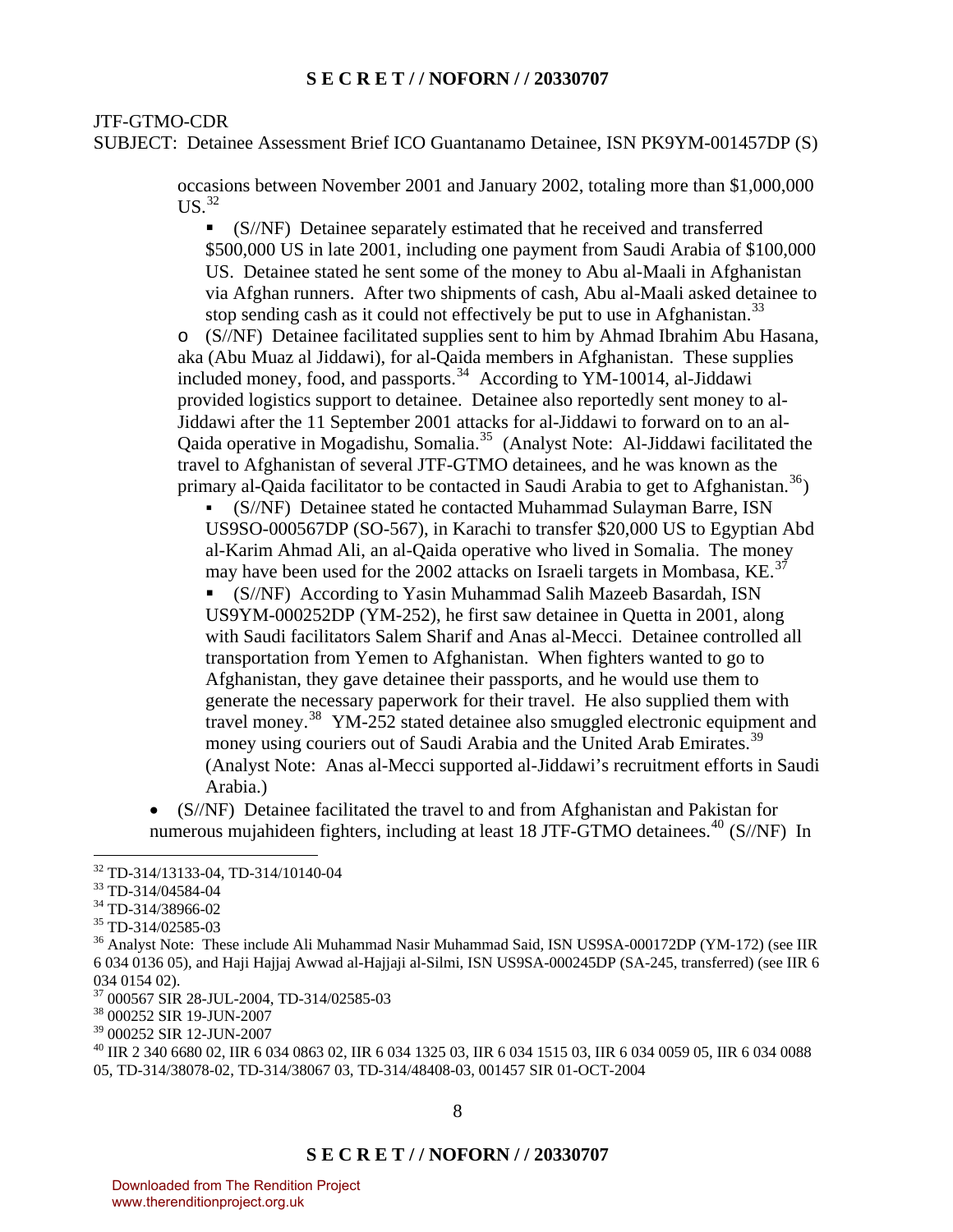JTF-GTMO-CDR
SUBJECT: Detainee Assessment Brief ICO Guantanamo Detainee, ISN PK9YM-001457DP (S)

occasions between November 2001 and January 2002, totaling more than $1,000,000 US.[32]

- (S//NF) Detainee separately estimated that he received and transferred $500,000 US in late 2001, including one payment from Saudi Arabia of $100,000 US. Detainee stated he sent some of the money to Abu al-Maali in Afghanistan via Afghan runners. After two shipments of cash, Abu al-Maali asked detainee to stop sending cash as it could not effectively be put to use in Afghanistan.[33]

- (S//NF) Detainee facilitated supplies sent to him by Ahmad Ibrahim Abu Hasana, aka (Abu Muaz al Jiddawi), for al-Qaida members in Afghanistan. These supplies included money, food, and passports.[34] According to YM-10014, al-Jiddawi provided logistics support to detainee. Detainee also reportedly sent money to al-Jiddawi after the 11 September 2001 attacks for al-Jiddawi to forward on to an al-Qaida operative in Mogadishu, Somalia.[35] (Analyst Note: Al-Jiddawi facilitated the travel to Afghanistan of several JTF-GTMO detainees, and he was known as the primary al-Qaida facilitator to be contacted in Saudi Arabia to get to Afghanistan.[36])
  - (S//NF) Detainee stated he contacted Muhammad Sulayman Barre, ISN US9SO-000567DP (SO-567), in Karachi to transfer $20,000 US to Egyptian Abd al-Karim Ahmad Ali, an al-Qaida operative who lived in Somalia. The money may have been used for the 2002 attacks on Israeli targets in Mombasa, KE.[37]
  - (S//NF) According to Yasin Muhammad Salih Mazeeb Basardah, ISN US9YM-000252DP (YM-252), he first saw detainee in Quetta in 2001, along with Saudi facilitators Salem Sharif and Anas al-Mecci. Detainee controlled all transportation from Yemen to Afghanistan. When fighters wanted to go to Afghanistan, they gave detainee their passports, and he would use them to generate the necessary paperwork for their travel. He also supplied them with travel money.[38] YM-252 stated detainee also smuggled electronic equipment and money using couriers out of Saudi Arabia and the United Arab Emirates.[39] (Analyst Note: Anas al-Mecci supported al-Jiddawi's recruitment efforts in Saudi Arabia.)

- (S//NF) Detainee facilitated the travel to and from Afghanistan and Pakistan for numerous mujahideen fighters, including at least 18 JTF-GTMO detainees.[40] (S//NF) In

---

[32] TD-314/13133-04, TD-314/10140-04
[33] TD-314/04584-04
[34] TD-314/38966-02
[35] TD-314/02585-03
[36] Analyst Note: These include Ali Muhammad Nasir Muhammad Said, ISN US9SA-000172DP (YM-172) (see IIR 6 034 0136 05), and Haji Hajjaj Awwad al-Hajjaji al-Silmi, ISN US9SA-000245DP (SA-245, transferred) (see IIR 6 034 0154 02).
[37] 000567 SIR 28-JUL-2004, TD-314/02585-03
[38] 000252 SIR 19-JUN-2007
[39] 000252 SIR 12-JUN-2007
[40] IIR 2 340 6680 02, IIR 6 034 0863 02, IIR 6 034 1325 03, IIR 6 034 1515 03, IIR 6 034 0059 05, IIR 6 034 0088 05, TD-314/38078-02, TD-314/38067 03, TD-314/48408-03, 001457 SIR 01-OCT-2004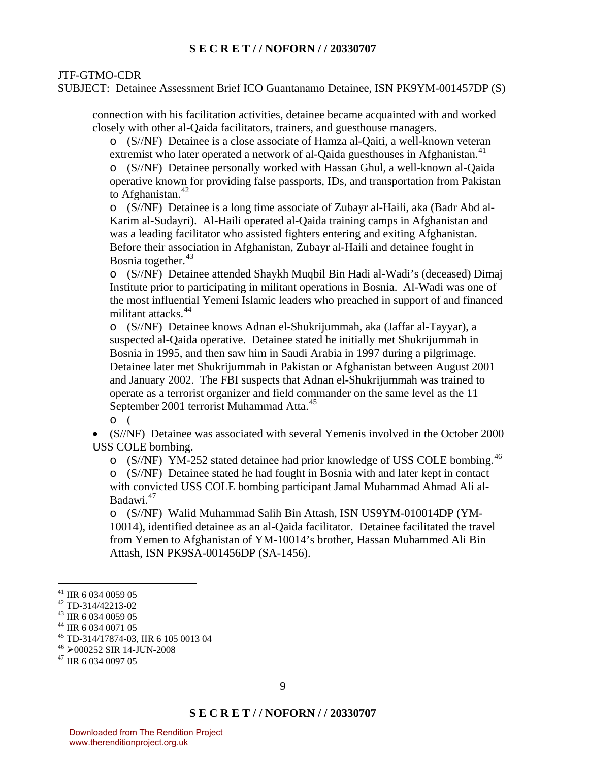JTF-GTMO-CDR
SUBJECT: Detainee Assessment Brief ICO Guantanamo Detainee, ISN PK9YM-001457DP (S)

connection with his facilitation activities, detainee became acquainted with and worked closely with other al-Qaida facilitators, trainers, and guesthouse managers.

- (S//NF) Detainee is a close associate of Hamza al-Qaiti, a well-known veteran extremist who later operated a network of al-Qaida guesthouses in Afghanistan.[41]
- (S//NF) Detainee personally worked with Hassan Ghul, a well-known al-Qaida operative known for providing false passports, IDs, and transportation from Pakistan to Afghanistan.[42]
- (S//NF) Detainee is a long time associate of Zubayr al-Haili, aka (Badr Abd al-Karim al-Sudayri). Al-Haili operated al-Qaida training camps in Afghanistan and was a leading facilitator who assisted fighters entering and exiting Afghanistan. Before their association in Afghanistan, Zubayr al-Haili and detainee fought in Bosnia together.[43]
- (S//NF) Detainee attended Shaykh Muqbil Bin Hadi al-Wadi's (deceased) Dimaj Institute prior to participating in militant operations in Bosnia. Al-Wadi was one of the most influential Yemeni Islamic leaders who preached in support of and financed militant attacks.[44]
- (S//NF) Detainee knows Adnan el-Shukrijummah, aka (Jaffar al-Tayyar), a suspected al-Qaida operative. Detainee stated he initially met Shukrijummah in Bosnia in 1995, and then saw him in Saudi Arabia in 1997 during a pilgrimage. Detainee later met Shukrijummah in Pakistan or Afghanistan between August 2001 and January 2002. The FBI suspects that Adnan el-Shukrijummah was trained to operate as a terrorist organizer and field commander on the same level as the 11 September 2001 terrorist Muhammad Atta.[45]
- (

• (S//NF) Detainee was associated with several Yemenis involved in the October 2000 USS COLE bombing.

- (S//NF) YM-252 stated detainee had prior knowledge of USS COLE bombing.[46]
- (S//NF) Detainee stated he had fought in Bosnia with and later kept in contact with convicted USS COLE bombing participant Jamal Muhammad Ahmad Ali al-Badawi.[47]
- (S//NF) Walid Muhammad Salih Bin Attash, ISN US9YM-010014DP (YM-10014), identified detainee as an al-Qaida facilitator. Detainee facilitated the travel from Yemen to Afghanistan of YM-10014's brother, Hassan Muhammed Ali Bin Attash, ISN PK9SA-001456DP (SA-1456).

---

[41] IIR 6 034 0059 05
[42] TD-314/42213-02
[43] IIR 6 034 0059 05
[44] IIR 6 034 0071 05
[45] TD-314/17874-03, IIR 6 105 0013 04
[46] ➢000252 SIR 14-JUN-2008
[47] IIR 6 034 0097 05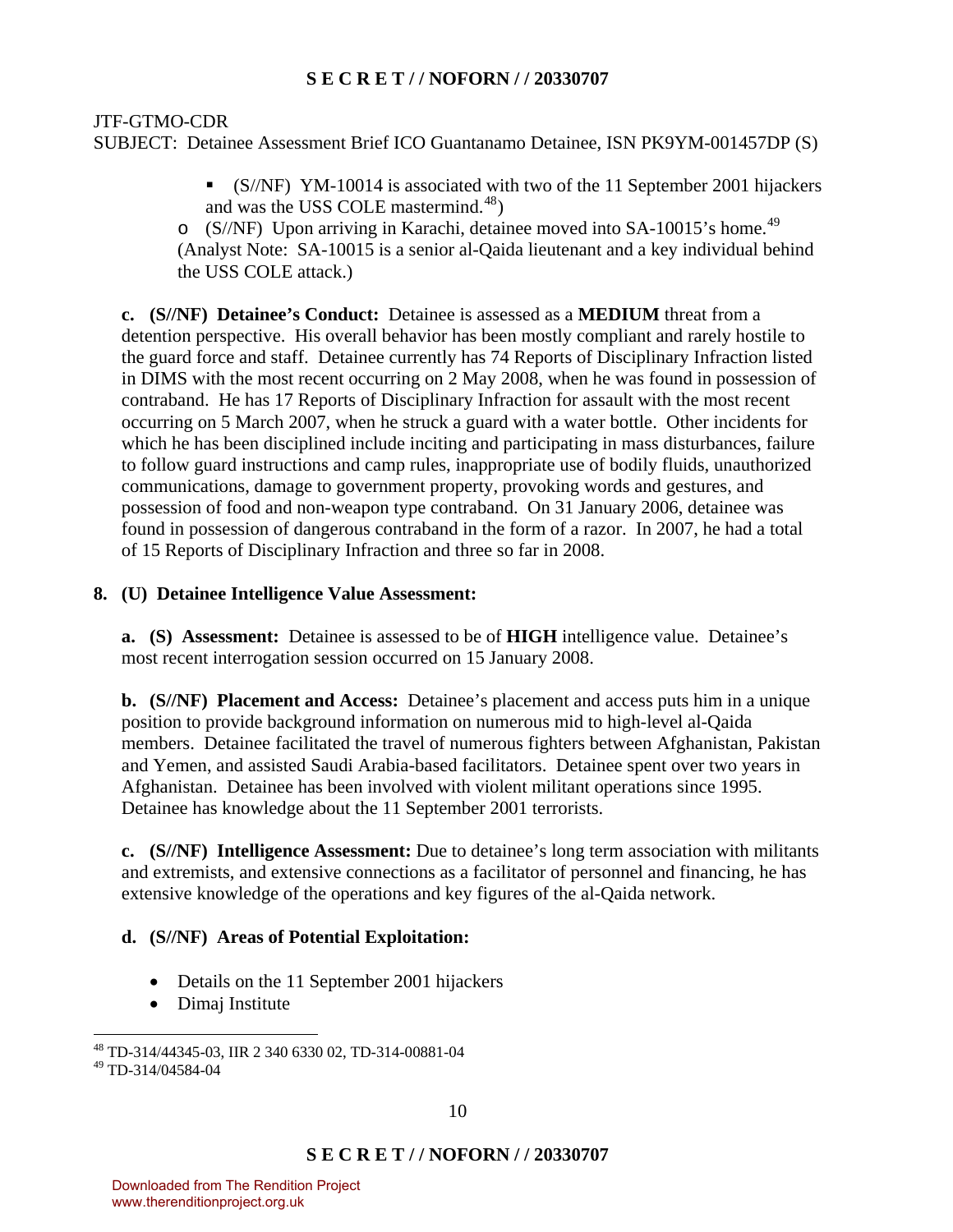JTF-GTMO-CDR
SUBJECT: Detainee Assessment Brief ICO Guantanamo Detainee, ISN PK9YM-001457DP (S)

- (S//NF) YM-10014 is associated with two of the 11 September 2001 hijackers and was the USS COLE mastermind.[48])

  - (S//NF) Upon arriving in Karachi, detainee moved into SA-10015's home.[49] (Analyst Note: SA-10015 is a senior al-Qaida lieutenant and a key individual behind the USS COLE attack.)

**c. (S//NF) Detainee's Conduct:** Detainee is assessed as a **MEDIUM** threat from a detention perspective. His overall behavior has been mostly compliant and rarely hostile to the guard force and staff. Detainee currently has 74 Reports of Disciplinary Infraction listed in DIMS with the most recent occurring on 2 May 2008, when he was found in possession of contraband. He has 17 Reports of Disciplinary Infraction for assault with the most recent occurring on 5 March 2007, when he struck a guard with a water bottle. Other incidents for which he has been disciplined include inciting and participating in mass disturbances, failure to follow guard instructions and camp rules, inappropriate use of bodily fluids, unauthorized communications, damage to government property, provoking words and gestures, and possession of food and non-weapon type contraband. On 31 January 2006, detainee was found in possession of dangerous contraband in the form of a razor. In 2007, he had a total of 15 Reports of Disciplinary Infraction and three so far in 2008.

**8. (U) Detainee Intelligence Value Assessment:**

**a. (S) Assessment:** Detainee is assessed to be of **HIGH** intelligence value. Detainee's most recent interrogation session occurred on 15 January 2008.

**b. (S//NF) Placement and Access:** Detainee's placement and access puts him in a unique position to provide background information on numerous mid to high-level al-Qaida members. Detainee facilitated the travel of numerous fighters between Afghanistan, Pakistan and Yemen, and assisted Saudi Arabia-based facilitators. Detainee spent over two years in Afghanistan. Detainee has been involved with violent militant operations since 1995. Detainee has knowledge about the 11 September 2001 terrorists.

**c. (S//NF) Intelligence Assessment:** Due to detainee's long term association with militants and extremists, and extensive connections as a facilitator of personnel and financing, he has extensive knowledge of the operations and key figures of the al-Qaida network.

**d. (S//NF) Areas of Potential Exploitation:**

- Details on the 11 September 2001 hijackers
- Dimaj Institute

---

[48] TD-314/44345-03, IIR 2 340 6330 02, TD-314-00881-04

[49] TD-314/04584-04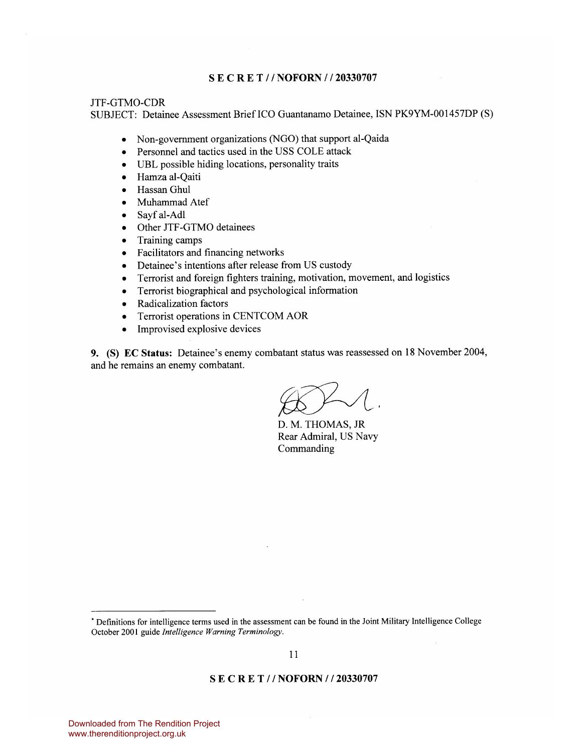JTF-GTMO-CDR
SUBJECT: Detainee Assessment Brief ICO Guantanamo Detainee, ISN PK9YM-001457DP (S)

- Non-government organizations (NGO) that support al-Qaida
- Personnel and tactics used in the USS COLE attack
- UBL possible hiding locations, personality traits
- Hamza al-Qaiti
- Hassan Ghul
- Muhammad Atef
- Sayf al-Adl
- Other JTF-GTMO detainees
- Training camps
- Facilitators and financing networks
- Detainee's intentions after release from US custody
- Terrorist and foreign fighters training, motivation, movement, and logistics
- Terrorist biographical and psychological information
- Radicalization factors
- Terrorist operations in CENTCOM AOR
- Improvised explosive devices

**9. (S) EC Status:** Detainee's enemy combatant status was reassessed on 18 November 2004, and he remains an enemy combatant.

D. M. THOMAS, JR
Rear Admiral, US Navy
Commanding

* Definitions for intelligence terms used in the assessment can be found in the Joint Military Intelligence College October 2001 guide *Intelligence Warning Terminology*.